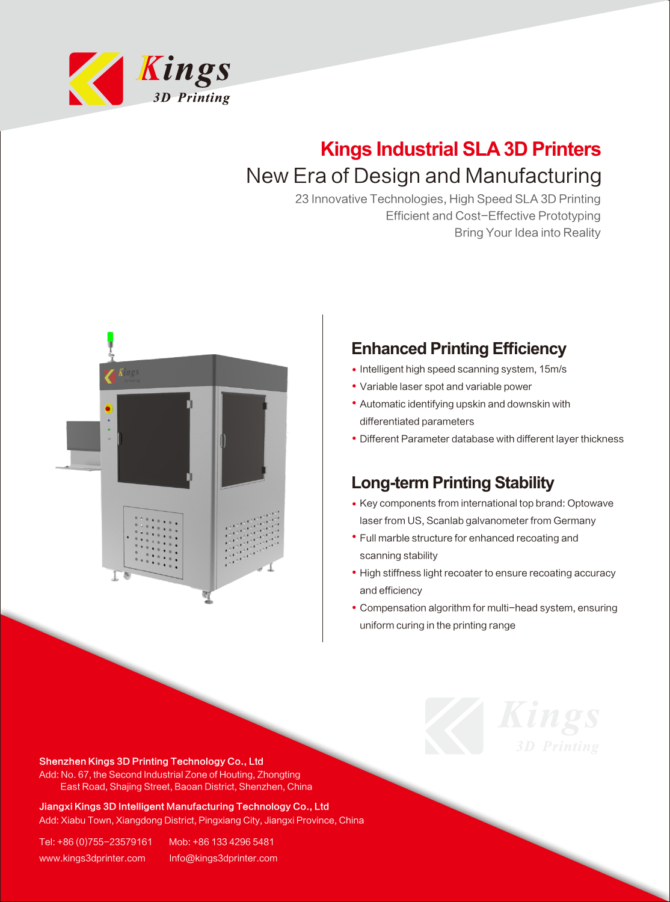Kings 3D Printing

# Kings Industrial SLA 3D Printers

## New Era of Design and Manufacturing

23 Innovative Technologies, High Speed SLA 3D Printing
Efficient and Cost−Effective Prototyping
Bring Your Idea into Reality

## Enhanced Printing Efficiency

- Intelligent high speed scanning system, 15m/s
- Variable laser spot and variable power
- Automatic identifying upskin and downskin with differentiated parameters
- Different Parameter database with different layer thickness

## Long-term Printing Stability

- Key components from international top brand: Optowave laser from US, Scanlab galvanometer from Germany
- Full marble structure for enhanced recoating and scanning stability
- High stiffness light recoater to ensure recoating accuracy and efficiency
- Compensation algorithm for multi−head system, ensuring uniform curing in the printing range

**Shenzhen Kings 3D Printing Technology Co., Ltd**
Add: No. 67, the Second Industrial Zone of Houting, Zhongting East Road, Shajing Street, Baoan District, Shenzhen, China

**Jiangxi Kings 3D Intelligent Manufacturing Technology Co., Ltd**
Add: Xiabu Town, Xiangdong District, Pingxiang City, Jiangxi Province, China

Tel: +86 (0)755−23579161    Mob: +86 133 4296 5481
www.kings3dprinter.com    Info@kings3dprinter.com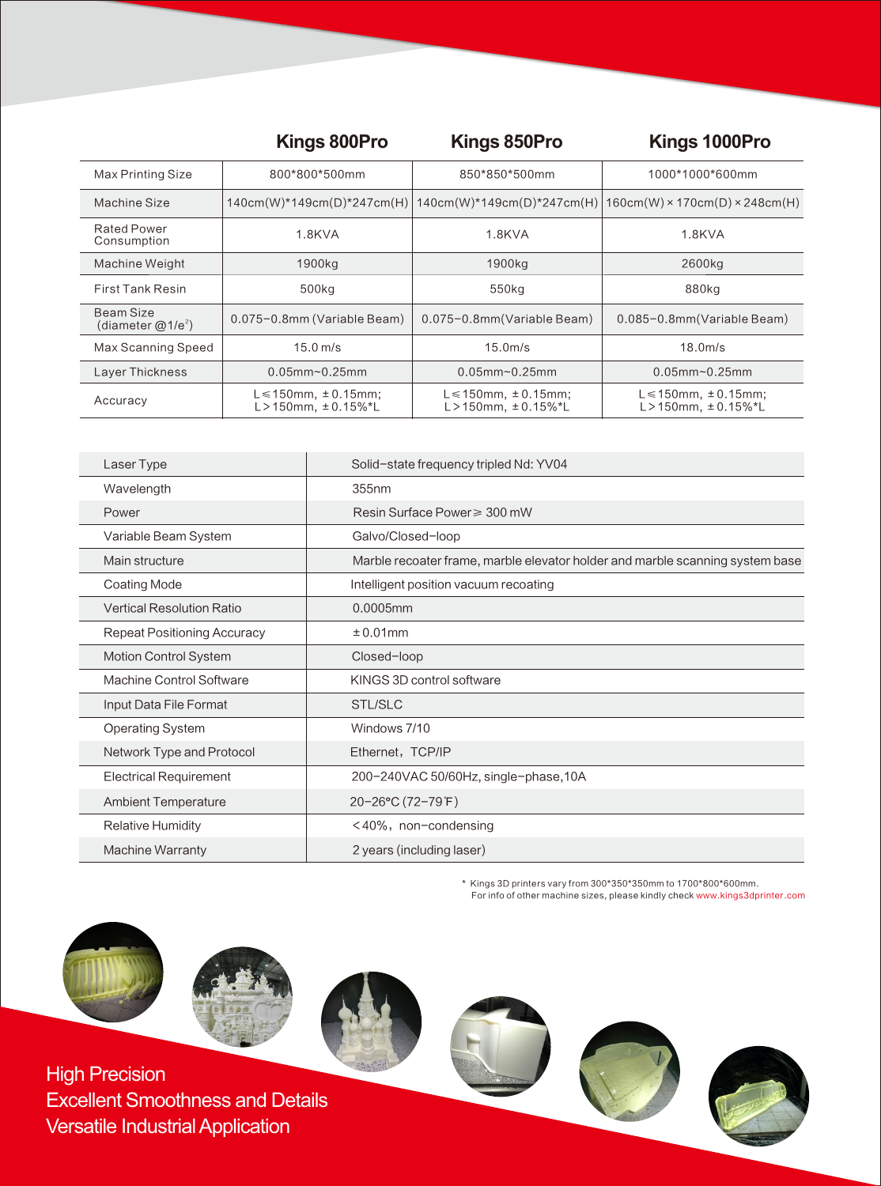| | Kings 800Pro | Kings 850Pro | Kings 1000Pro |
|---|---|---|---|
| Max Printing Size | 800*800*500mm | 850*850*500mm | 1000*1000*600mm |
| Machine Size | 140cm(W)*149cm(D)*247cm(H) | 140cm(W)*149cm(D)*247cm(H) | 160cm(W) × 170cm(D) × 248cm(H) |
| Rated Power Consumption | 1.8KVA | 1.8KVA | 1.8KVA |
| Machine Weight | 1900kg | 1900kg | 2600kg |
| First Tank Resin | 500kg | 550kg | 880kg |
| Beam Size (diameter @1/$e^2$) | 0.075–0.8mm (Variable Beam) | 0.075–0.8mm(Variable Beam) | 0.085–0.8mm(Variable Beam) |
| Max Scanning Speed | 15.0 m/s | 15.0m/s | 18.0m/s |
| Layer Thickness | 0.05mm~0.25mm | 0.05mm~0.25mm | 0.05mm~0.25mm |
| Accuracy | L≤150mm, ±0.15mm; L>150mm, ±0.15%*L | L≤150mm, ±0.15mm; L>150mm, ±0.15%*L | L≤150mm, ±0.15mm; L>150mm, ±0.15%*L |

| | |
|---|---|
| Laser Type | Solid-state frequency tripled Nd: YV04 |
| Wavelength | 355nm |
| Power | Resin Surface Power ≥ 300 mW |
| Variable Beam System | Galvo/Closed-loop |
| Main structure | Marble recoater frame, marble elevator holder and marble scanning system base |
| Coating Mode | Intelligent position vacuum recoating |
| Vertical Resolution Ratio | 0.0005mm |
| Repeat Positioning Accuracy | ±0.01mm |
| Motion Control System | Closed-loop |
| Machine Control Software | KINGS 3D control software |
| Input Data File Format | STL/SLC |
| Operating System | Windows 7/10 |
| Network Type and Protocol | Ethernet, TCP/IP |
| Electrical Requirement | 200-240VAC 50/60Hz, single-phase,10A |
| Ambient Temperature | 20-26°C (72-79℉) |
| Relative Humidity | <40%, non-condensing |
| Machine Warranty | 2 years (including laser) |

\* Kings 3D printers vary from 300*350*350mm to 1700*800*600mm.
For info of other machine sizes, please kindly check www.kings3dprinter.com

High Precision
Excellent Smoothness and Details
Versatile Industrial Application